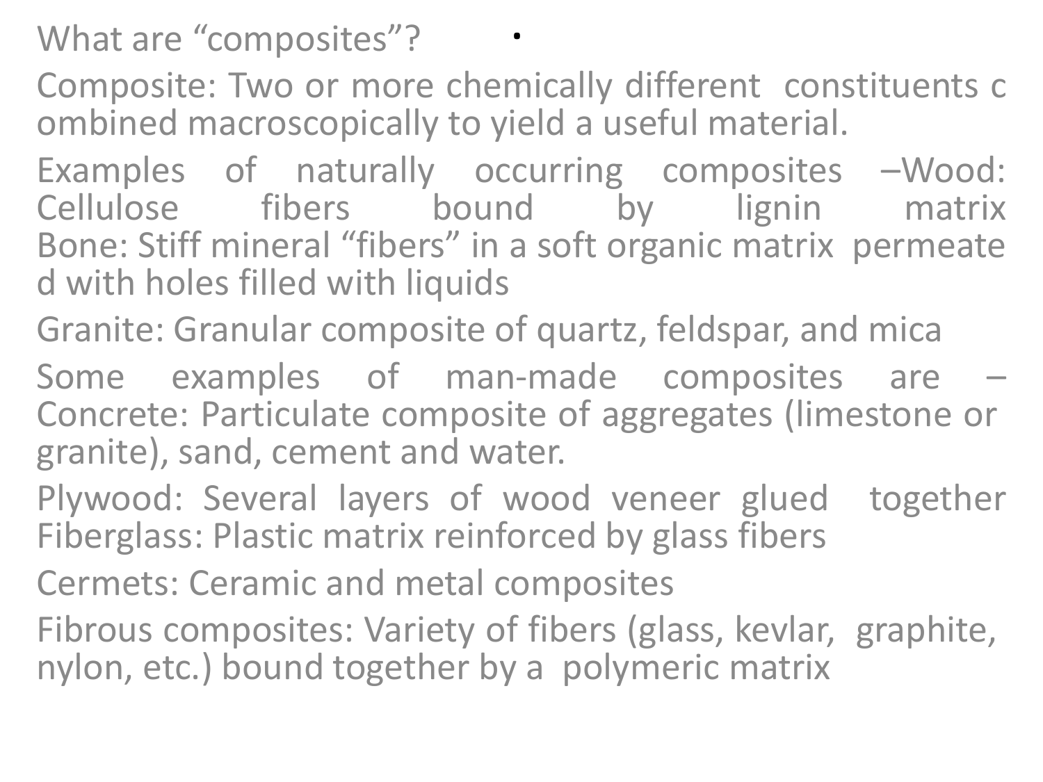What are "composites"?

Composite: Two or more chemically different constituents combined macroscopically to yield a useful material.

Examples of naturally occurring composites –Wood: Cellulose fibers bound by lignin matrix
Bone: Stiff mineral "fibers" in a soft organic matrix permeated with holes filled with liquids

Granite: Granular composite of quartz, feldspar, and mica

Some examples of man-made composites are – Concrete: Particulate composite of aggregates (limestone or granite), sand, cement and water.

Plywood: Several layers of wood veneer glued together
Fiberglass: Plastic matrix reinforced by glass fibers

Cermets: Ceramic and metal composites

Fibrous composites: Variety of fibers (glass, kevlar, graphite, nylon, etc.) bound together by a polymeric matrix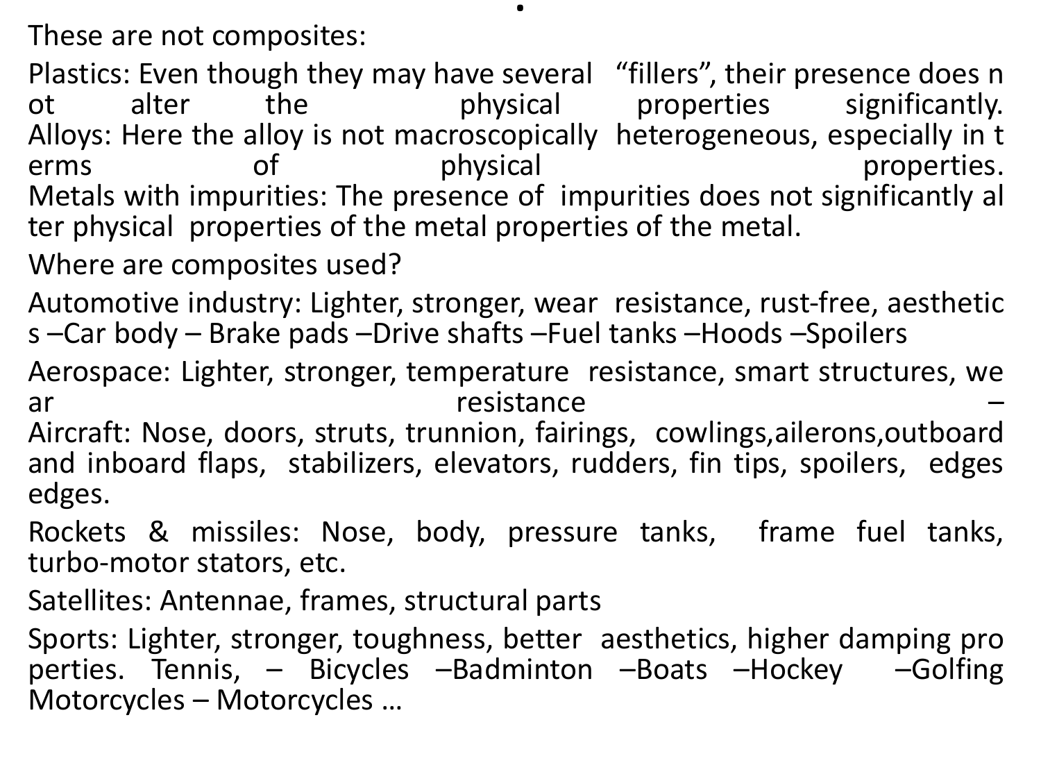These are not composites:

Plastics: Even though they may have several "fillers", their presence does not alter the physical properties significantly.
Alloys: Here the alloy is not macroscopically heterogeneous, especially in terms of physical properties.
Metals with impurities: The presence of impurities does not significantly alter physical properties of the metal properties of the metal.

Where are composites used?

Automotive industry: Lighter, stronger, wear resistance, rust-free, aesthetics –Car body – Brake pads –Drive shafts –Fuel tanks –Hoods –Spoilers

Aerospace: Lighter, stronger, temperature resistance, smart structures, wear resistance –
Aircraft: Nose, doors, struts, trunnion, fairings, cowlings,ailerons,outboard and inboard flaps, stabilizers, elevators, rudders, fin tips, spoilers, edges edges.

Rockets & missiles: Nose, body, pressure tanks, frame fuel tanks, turbo-motor stators, etc.

Satellites: Antennae, frames, structural parts

Sports: Lighter, stronger, toughness, better aesthetics, higher damping properties. Tennis, – Bicycles –Badminton –Boats –Hockey –Golfing Motorcycles – Motorcycles …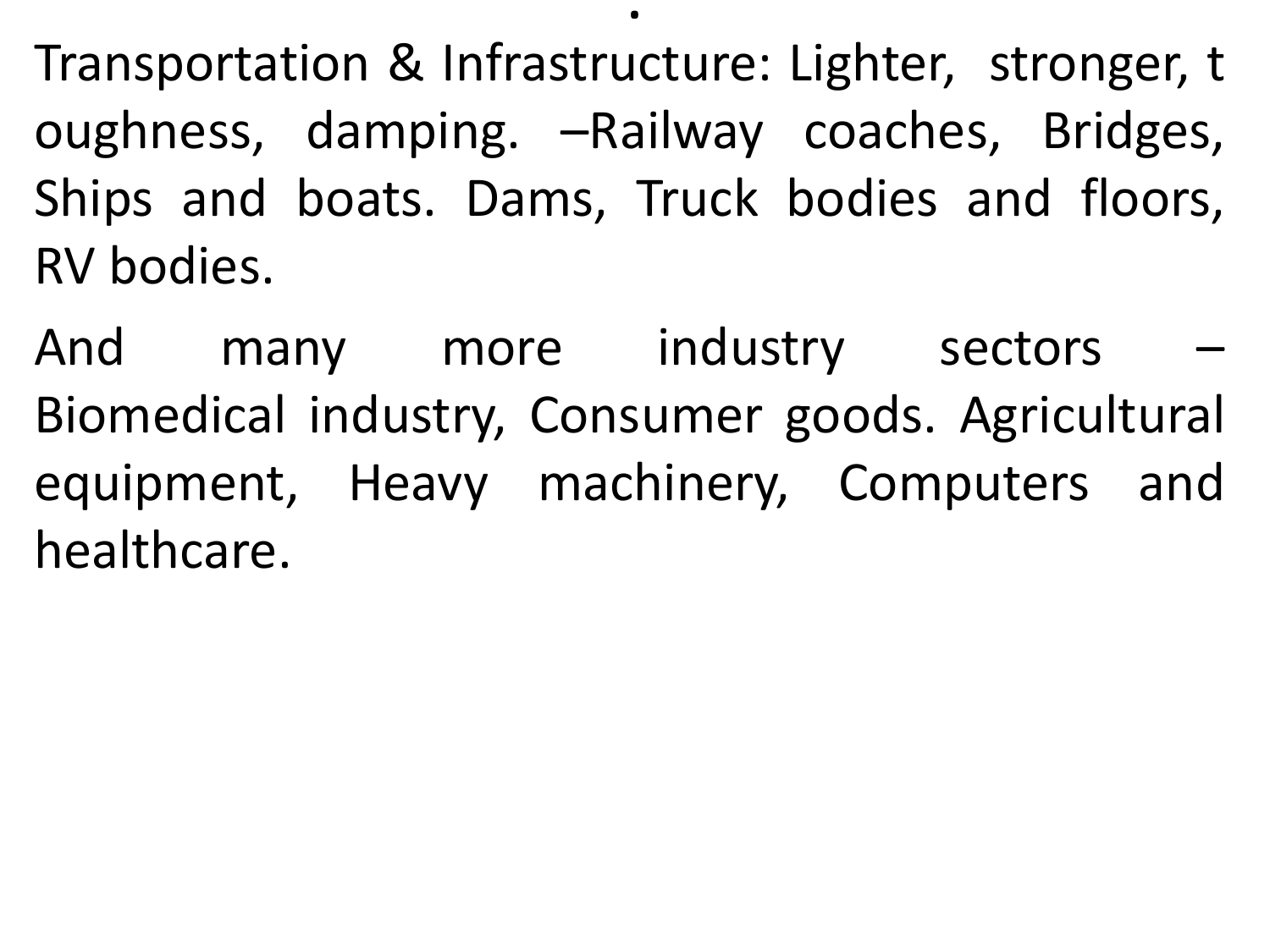Transportation & Infrastructure: Lighter, stronger, toughness, damping. –Railway coaches, Bridges, Ships and boats. Dams, Truck bodies and floors, RV bodies.

And many more industry sectors – Biomedical industry, Consumer goods. Agricultural equipment, Heavy machinery, Computers and healthcare.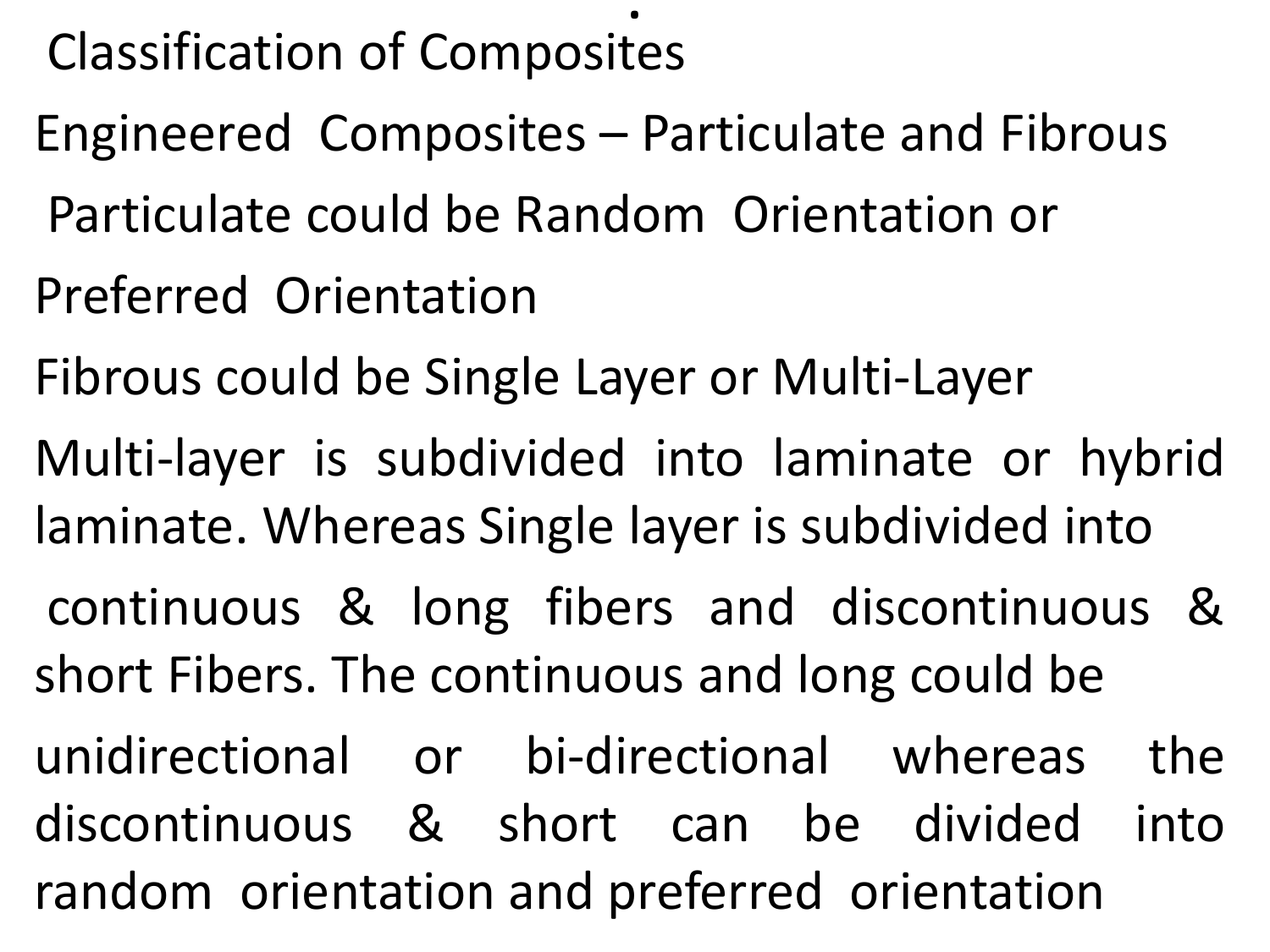## Classification of Composites

Engineered Composites – Particulate and Fibrous

Particulate could be Random Orientation or Preferred Orientation

Fibrous could be Single Layer or Multi-Layer

Multi-layer is subdivided into laminate or hybrid laminate. Whereas Single layer is subdivided into continuous & long fibers and discontinuous & short Fibers. The continuous and long could be unidirectional or bi-directional whereas the discontinuous & short can be divided into random orientation and preferred orientation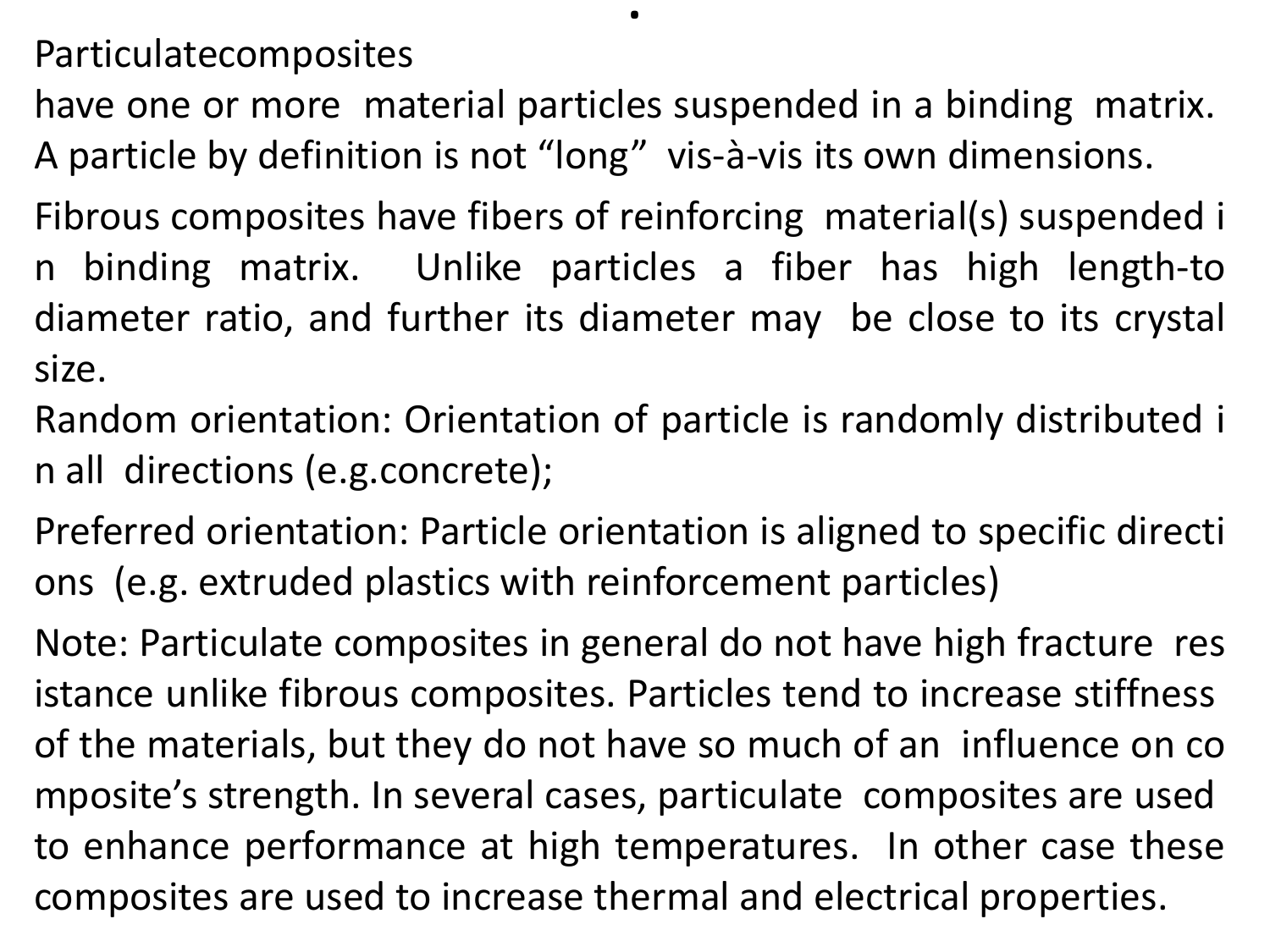Particulatecomposites
have one or more material particles suspended in a binding matrix. A particle by definition is not "long" vis-à-vis its own dimensions.

Fibrous composites have fibers of reinforcing material(s) suspended in binding matrix. Unlike particles a fiber has high length-to diameter ratio, and further its diameter may be close to its crystal size.
Random orientation: Orientation of particle is randomly distributed in all directions (e.g.concrete);

Preferred orientation: Particle orientation is aligned to specific directions (e.g. extruded plastics with reinforcement particles)

Note: Particulate composites in general do not have high fracture resistance unlike fibrous composites. Particles tend to increase stiffness of the materials, but they do not have so much of an influence on composite's strength. In several cases, particulate composites are used to enhance performance at high temperatures. In other case these composites are used to increase thermal and electrical properties.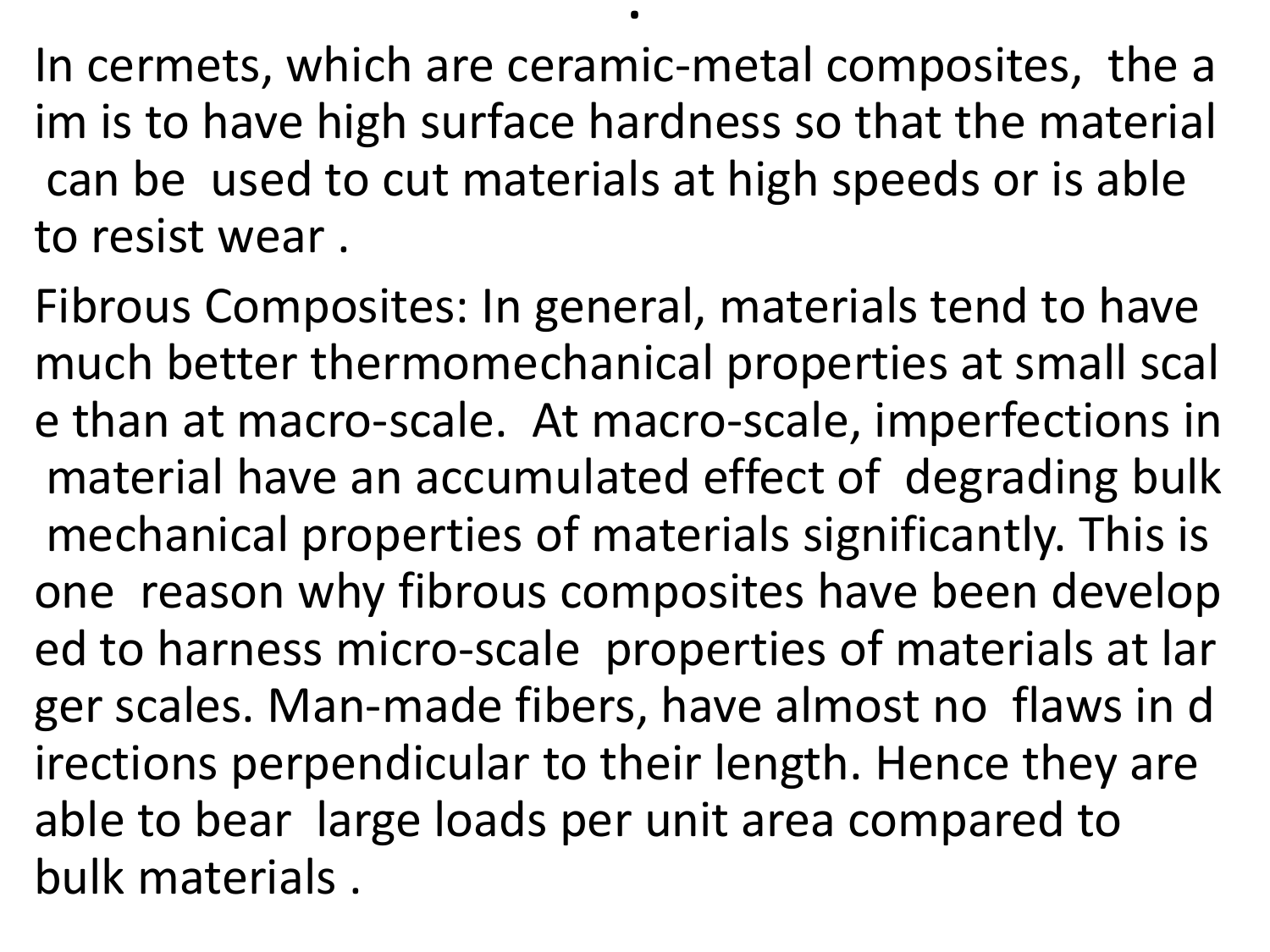In cermets, which are ceramic-metal composites, the aim is to have high surface hardness so that the material can be used to cut materials at high speeds or is able to resist wear .

Fibrous Composites: In general, materials tend to have much better thermomechanical properties at small scale than at macro-scale. At macro-scale, imperfections in material have an accumulated effect of degrading bulk mechanical properties of materials significantly. This is one reason why fibrous composites have been developed to harness micro-scale properties of materials at larger scales. Man-made fibers, have almost no flaws in directions perpendicular to their length. Hence they are able to bear large loads per unit area compared to bulk materials .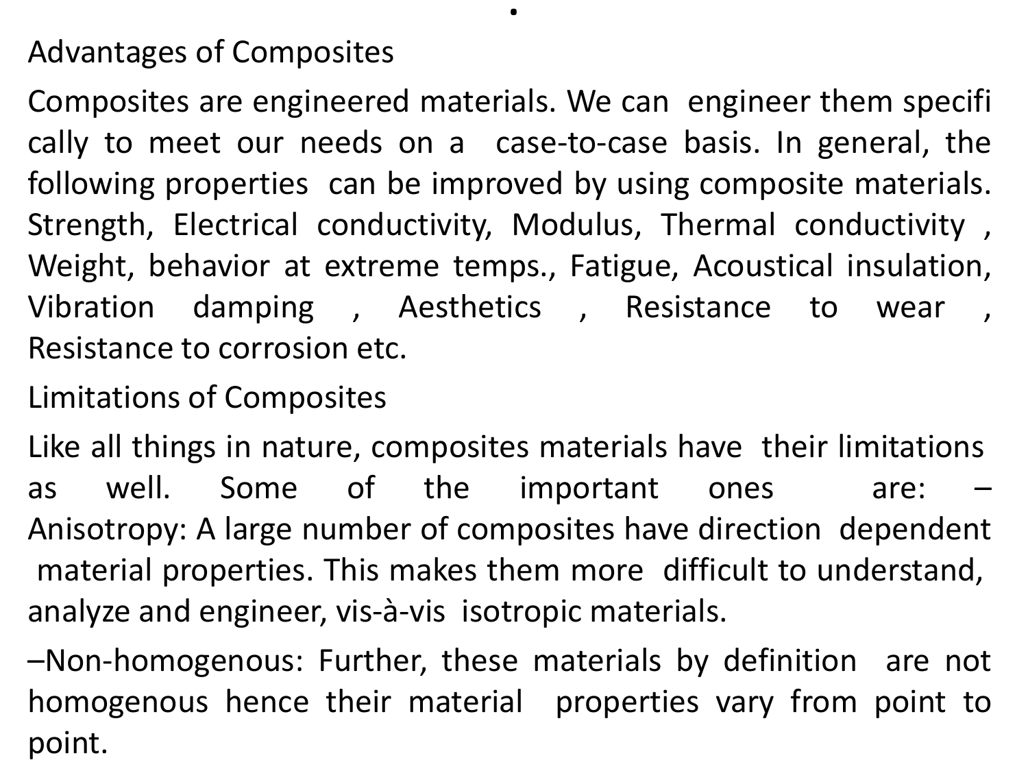## Advantages of Composites

Composites are engineered materials. We can engineer them specifically to meet our needs on a case-to-case basis. In general, the following properties can be improved by using composite materials. Strength, Electrical conductivity, Modulus, Thermal conductivity, Weight, behavior at extreme temps., Fatigue, Acoustical insulation, Vibration damping, Aesthetics, Resistance to wear, Resistance to corrosion etc.

## Limitations of Composites

Like all things in nature, composites materials have their limitations as well. Some of the important ones are:

– Anisotropy: A large number of composites have direction dependent material properties. This makes them more difficult to understand, analyze and engineer, vis-à-vis isotropic materials.

– Non-homogenous: Further, these materials by definition are not homogenous hence their material properties vary from point to point.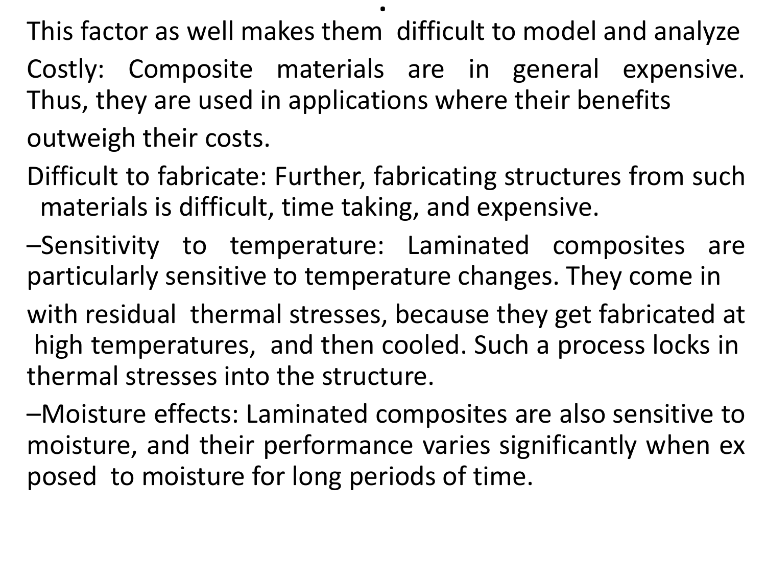This factor as well makes them difficult to model and analyze

Costly: Composite materials are in general expensive. Thus, they are used in applications where their benefits outweigh their costs.

Difficult to fabricate: Further, fabricating structures from such materials is difficult, time taking, and expensive.

–Sensitivity to temperature: Laminated composites are particularly sensitive to temperature changes. They come in with residual thermal stresses, because they get fabricated at high temperatures, and then cooled. Such a process locks in thermal stresses into the structure.

–Moisture effects: Laminated composites are also sensitive to moisture, and their performance varies significantly when ex posed to moisture for long periods of time.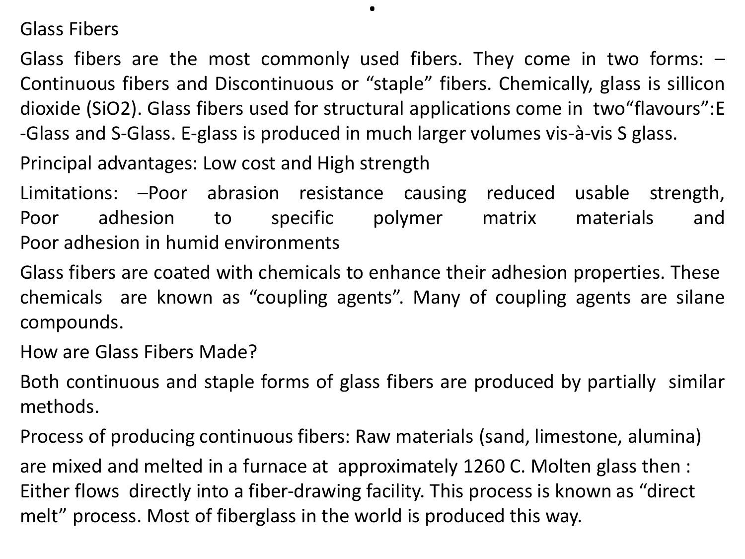## Glass Fibers

Glass fibers are the most commonly used fibers. They come in two forms: – Continuous fibers and Discontinuous or “staple” fibers. Chemically, glass is sillicon dioxide ($SiO_2$). Glass fibers used for structural applications come in two“flavours”:E -Glass and S-Glass. E-glass is produced in much larger volumes vis-à-vis S glass.

Principal advantages: Low cost and High strength

Limitations: –Poor abrasion resistance causing reduced usable strength, Poor adhesion to specific polymer matrix materials and Poor adhesion in humid environments

Glass fibers are coated with chemicals to enhance their adhesion properties. These chemicals are known as “coupling agents”. Many of coupling agents are silane compounds.

### How are Glass Fibers Made?

Both continuous and staple forms of glass fibers are produced by partially similar methods.

Process of producing continuous fibers: Raw materials (sand, limestone, alumina) are mixed and melted in a furnace at approximately 1260 C. Molten glass then : Either flows directly into a fiber-drawing facility. This process is known as “direct melt” process. Most of fiberglass in the world is produced this way.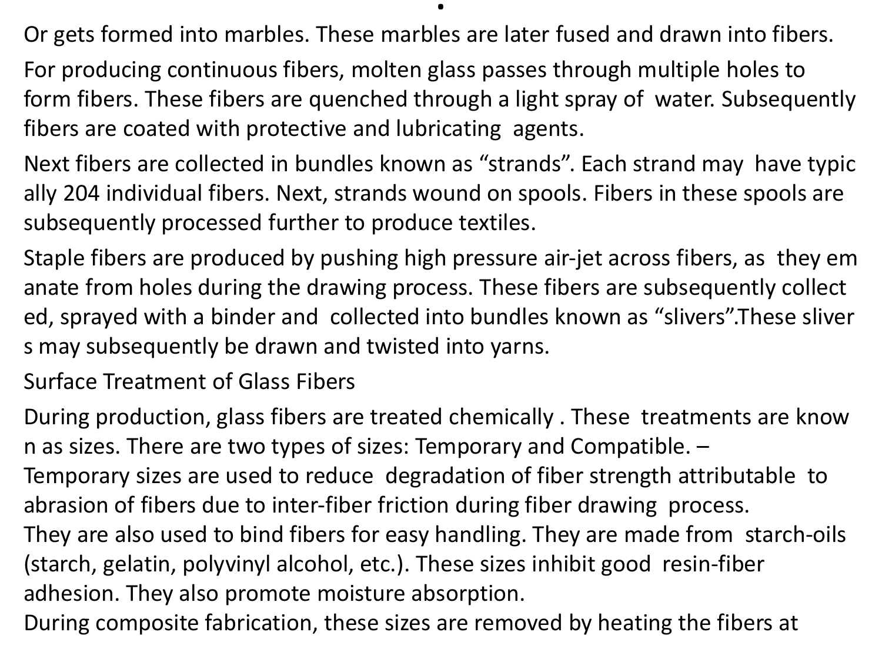Or gets formed into marbles. These marbles are later fused and drawn into fibers.

For producing continuous fibers, molten glass passes through multiple holes to form fibers. These fibers are quenched through a light spray of water. Subsequently fibers are coated with protective and lubricating agents.

Next fibers are collected in bundles known as "strands". Each strand may have typically 204 individual fibers. Next, strands wound on spools. Fibers in these spools are subsequently processed further to produce textiles.

Staple fibers are produced by pushing high pressure air-jet across fibers, as they emanate from holes during the drawing process. These fibers are subsequently collected, sprayed with a binder and collected into bundles known as "slivers".These slivers may subsequently be drawn and twisted into yarns.

## Surface Treatment of Glass Fibers

During production, glass fibers are treated chemically . These treatments are known as sizes. There are two types of sizes: Temporary and Compatible. –
Temporary sizes are used to reduce degradation of fiber strength attributable to abrasion of fibers due to inter-fiber friction during fiber drawing process.
They are also used to bind fibers for easy handling. They are made from starch-oils (starch, gelatin, polyvinyl alcohol, etc.). These sizes inhibit good resin-fiber adhesion. They also promote moisture absorption.
During composite fabrication, these sizes are removed by heating the fibers at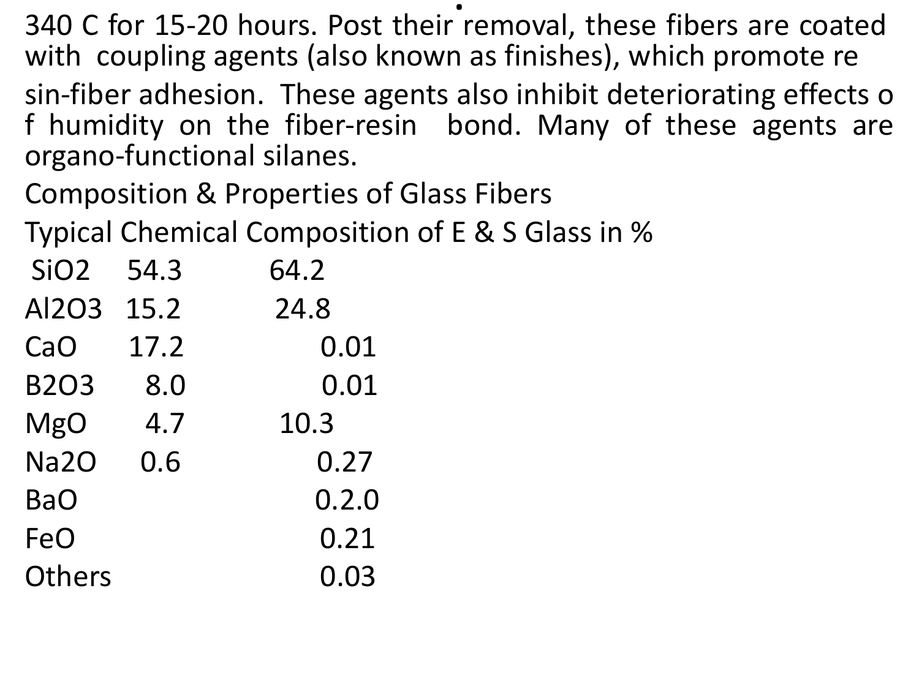340 C for 15-20 hours. Post their removal, these fibers are coated with coupling agents (also known as finishes), which promote resin-fiber adhesion. These agents also inhibit deteriorating effects of humidity on the fiber-resin bond. Many of these agents are organo-functional silanes.

Composition & Properties of Glass Fibers

Typical Chemical Composition of E & S Glass in %

| | E | S |
|---|---|---|
| $SiO_2$ | 54.3 | 64.2 |
| $Al_2O_3$ | 15.2 | 24.8 |
| CaO | 17.2 | 0.01 |
| $B_2O_3$ | 8.0 | 0.01 |
| MgO | 4.7 | 10.3 |
| $Na_2O$ | 0.6 | 0.27 |
| BaO | | 0.2.0 |
| FeO | | 0.21 |
| Others | | 0.03 |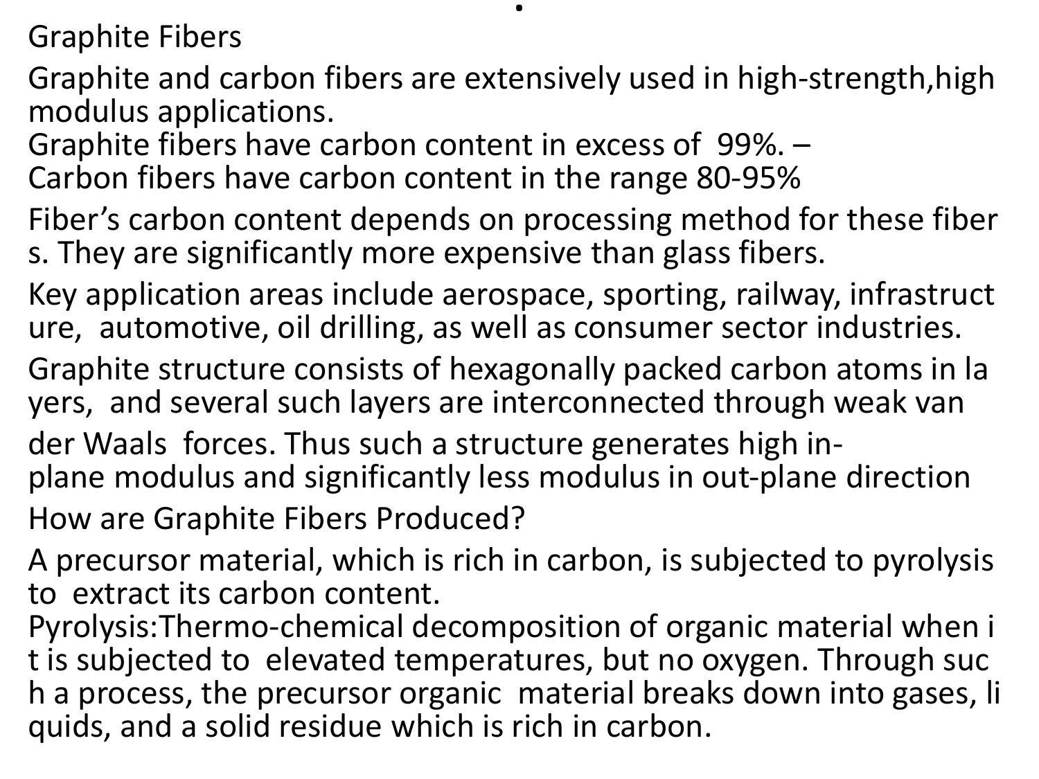## Graphite Fibers

Graphite and carbon fibers are extensively used in high-strength,high modulus applications.
Graphite fibers have carbon content in excess of 99%. –
Carbon fibers have carbon content in the range 80-95%

Fiber's carbon content depends on processing method for these fibers. They are significantly more expensive than glass fibers.

Key application areas include aerospace, sporting, railway, infrastructure, automotive, oil drilling, as well as consumer sector industries.

Graphite structure consists of hexagonally packed carbon atoms in layers, and several such layers are interconnected through weak van der Waals forces. Thus such a structure generates high in-plane modulus and significantly less modulus in out-plane direction

## How are Graphite Fibers Produced?

A precursor material, which is rich in carbon, is subjected to pyrolysis to extract its carbon content.
Pyrolysis:Thermo-chemical decomposition of organic material when it is subjected to elevated temperatures, but no oxygen. Through such a process, the precursor organic material breaks down into gases, liquids, and a solid residue which is rich in carbon.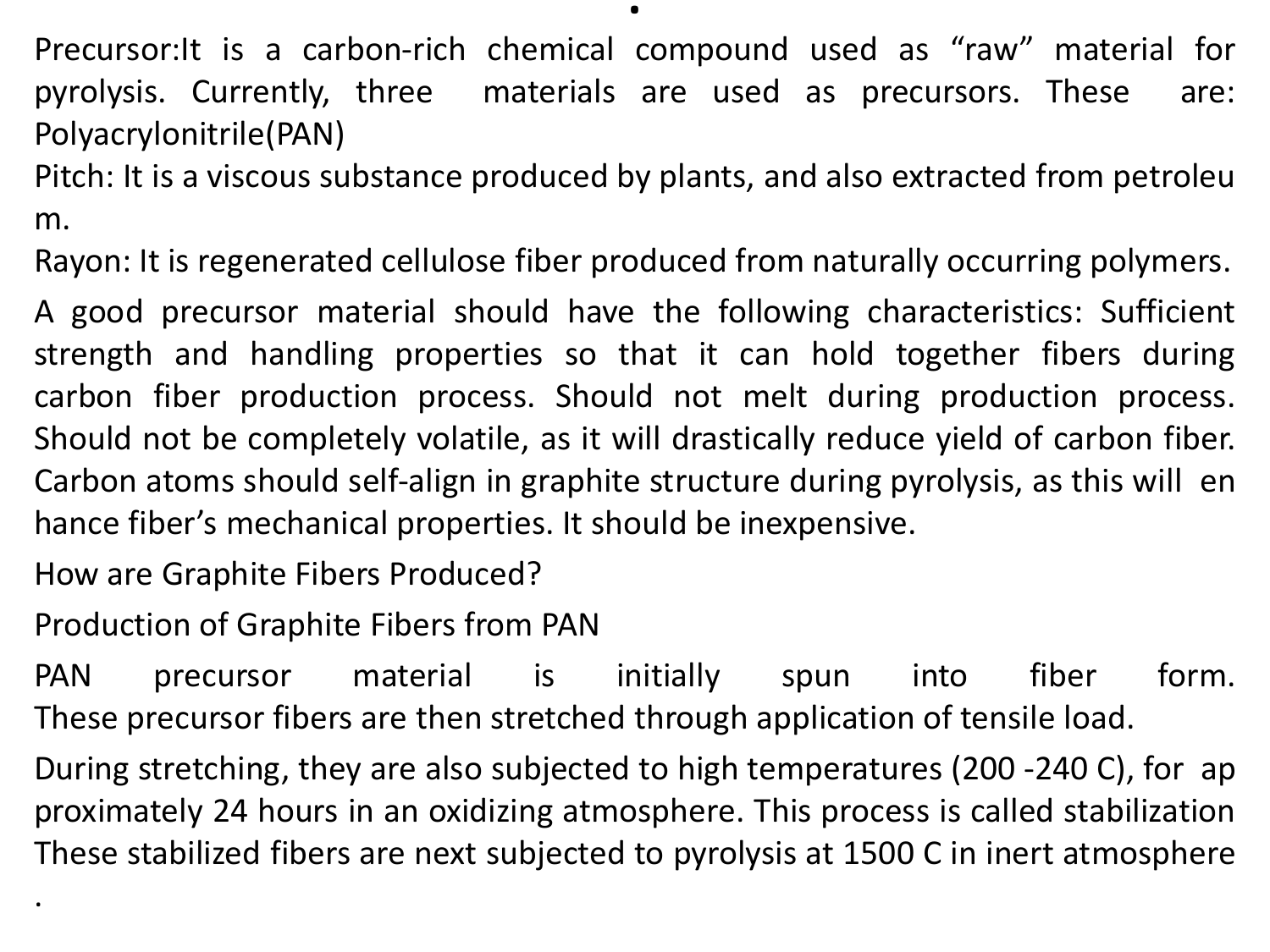Precursor:It is a carbon-rich chemical compound used as “raw” material for pyrolysis. Currently, three materials are used as precursors. These are: Polyacrylonitrile(PAN)

Pitch: It is a viscous substance produced by plants, and also extracted from petroleum.

Rayon: It is regenerated cellulose fiber produced from naturally occurring polymers.

A good precursor material should have the following characteristics: Sufficient strength and handling properties so that it can hold together fibers during carbon fiber production process. Should not melt during production process. Should not be completely volatile, as it will drastically reduce yield of carbon fiber. Carbon atoms should self-align in graphite structure during pyrolysis, as this will enhance fiber’s mechanical properties. It should be inexpensive.

How are Graphite Fibers Produced?

Production of Graphite Fibers from PAN

PAN precursor material is initially spun into fiber form. These precursor fibers are then stretched through application of tensile load.

During stretching, they are also subjected to high temperatures (200 -240 C), for approximately 24 hours in an oxidizing atmosphere. This process is called stabilization These stabilized fibers are next subjected to pyrolysis at 1500 C in inert atmosphere .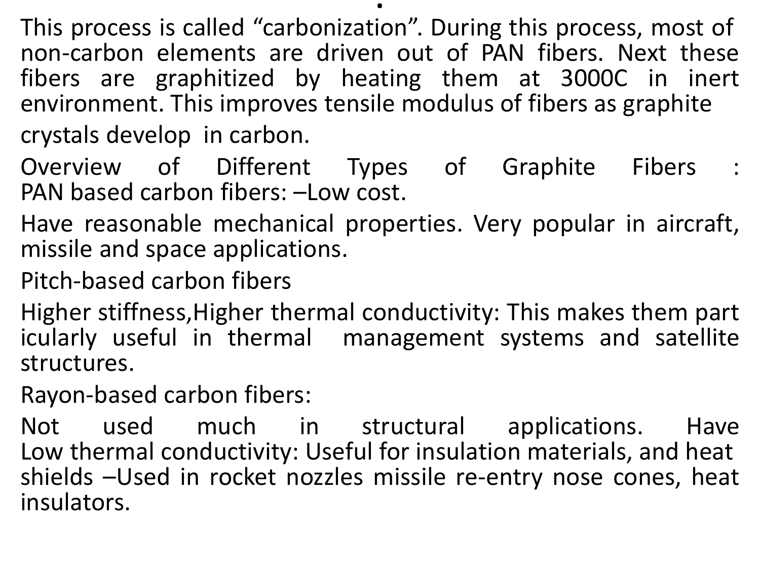This process is called "carbonization". During this process, most of non-carbon elements are driven out of PAN fibers. Next these fibers are graphitized by heating them at 3000C in inert environment. This improves tensile modulus of fibers as graphite crystals develop in carbon.

Overview of Different Types of Graphite Fibers :
PAN based carbon fibers: –Low cost.

Have reasonable mechanical properties. Very popular in aircraft, missile and space applications.

Pitch-based carbon fibers

Higher stiffness,Higher thermal conductivity: This makes them particularly useful in thermal management systems and satellite structures.

Rayon-based carbon fibers:

Not used much in structural applications. Have Low thermal conductivity: Useful for insulation materials, and heat shields –Used in rocket nozzles missile re-entry nose cones, heat insulators.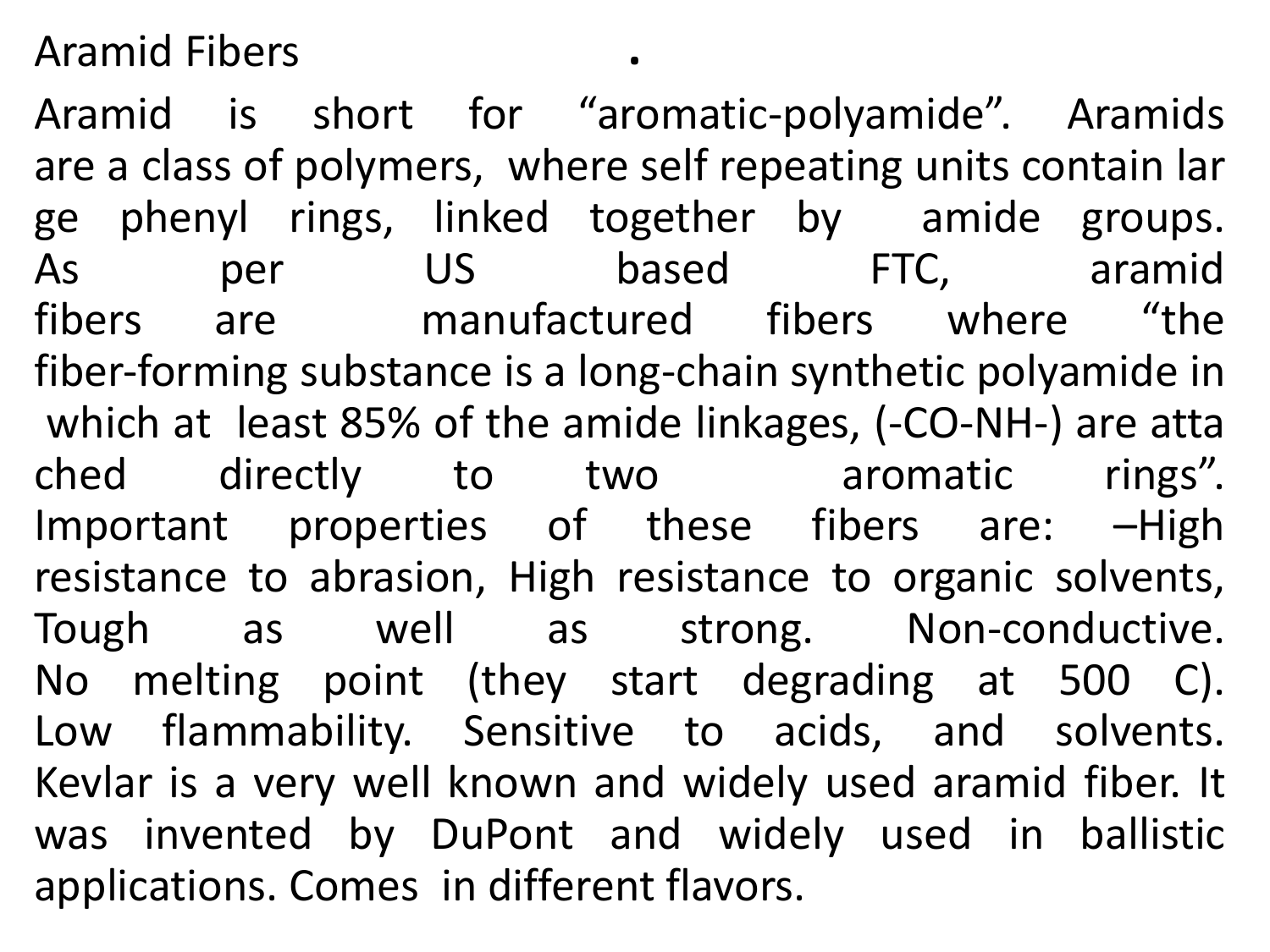# Aramid Fibers

Aramid is short for "aromatic-polyamide". Aramids are a class of polymers, where self repeating units contain large phenyl rings, linked together by amide groups. As per US based FTC, aramid fibers are manufactured fibers where "the fiber-forming substance is a long-chain synthetic polyamide in which at least 85% of the amide linkages, (-CO-NH-) are attached directly to two aromatic rings". Important properties of these fibers are: –High resistance to abrasion, High resistance to organic solvents, Tough as well as strong. Non-conductive. No melting point (they start degrading at 500 C). Low flammability. Sensitive to acids, and solvents. Kevlar is a very well known and widely used aramid fiber. It was invented by DuPont and widely used in ballistic applications. Comes in different flavors.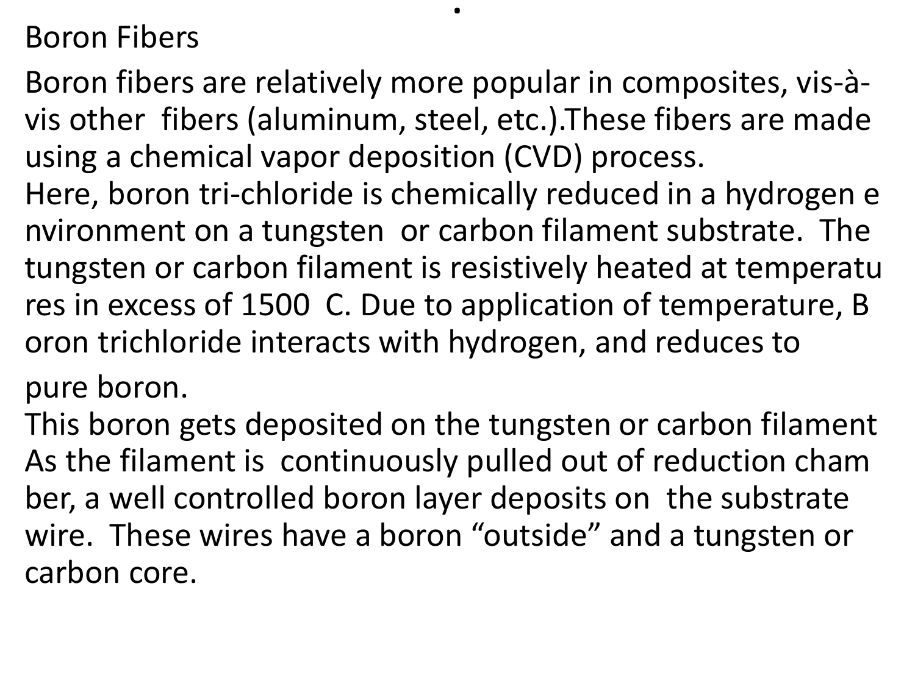## Boron Fibers

Boron fibers are relatively more popular in composites, vis-à-vis other fibers (aluminum, steel, etc.).These fibers are made using a chemical vapor deposition (CVD) process.

Here, boron tri-chloride is chemically reduced in a hydrogen environment on a tungsten or carbon filament substrate. The tungsten or carbon filament is resistively heated at temperatures in excess of 1500 C. Due to application of temperature, Boron trichloride interacts with hydrogen, and reduces to pure boron.

This boron gets deposited on the tungsten or carbon filament As the filament is continuously pulled out of reduction chamber, a well controlled boron layer deposits on the substrate wire. These wires have a boron "outside" and a tungsten or carbon core.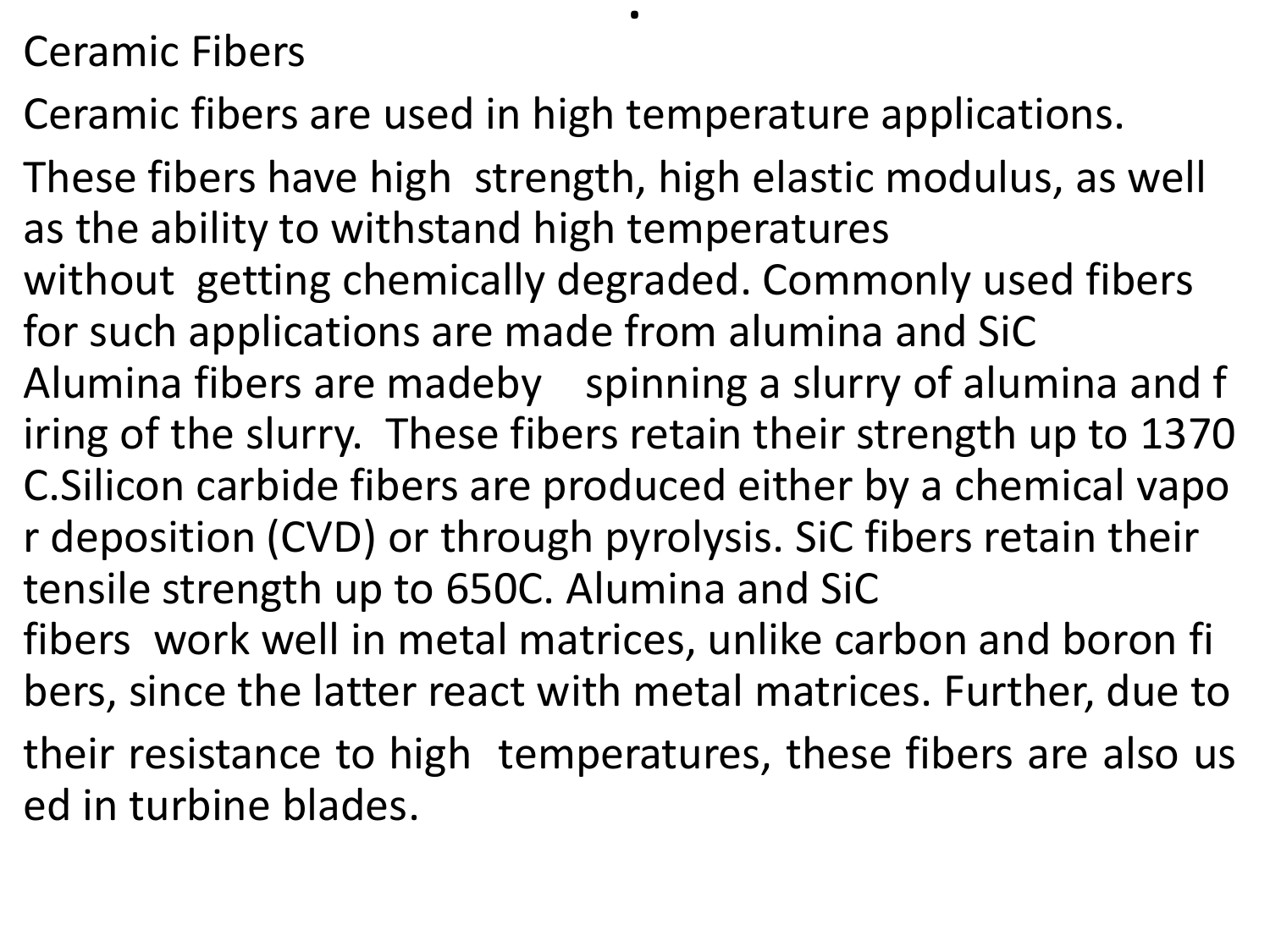## Ceramic Fibers

Ceramic fibers are used in high temperature applications.

These fibers have high strength, high elastic modulus, as well as the ability to withstand high temperatures without getting chemically degraded. Commonly used fibers for such applications are made from alumina and SiC Alumina fibers are madeby spinning a slurry of alumina and firing of the slurry. These fibers retain their strength up to 1370 C.Silicon carbide fibers are produced either by a chemical vapor deposition (CVD) or through pyrolysis. SiC fibers retain their tensile strength up to 650C. Alumina and SiC fibers work well in metal matrices, unlike carbon and boron fibers, since the latter react with metal matrices. Further, due to their resistance to high temperatures, these fibers are also used in turbine blades.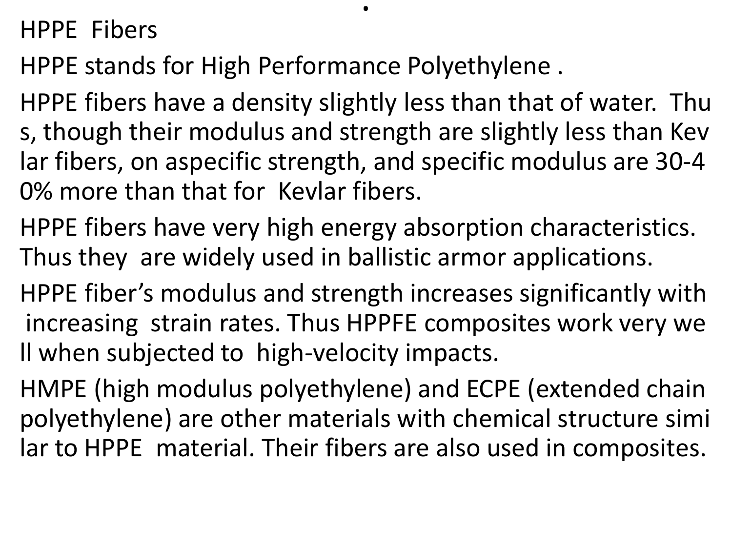# HPPE Fibers

HPPE stands for High Performance Polyethylene .

HPPE fibers have a density slightly less than that of water. Thus, though their modulus and strength are slightly less than Kevlar fibers, on aspecific strength, and specific modulus are 30-40% more than that for Kevlar fibers.

HPPE fibers have very high energy absorption characteristics. Thus they are widely used in ballistic armor applications.

HPPE fiber's modulus and strength increases significantly with increasing strain rates. Thus HPPFE composites work very well when subjected to high-velocity impacts.

HMPE (high modulus polyethylene) and ECPE (extended chain polyethylene) are other materials with chemical structure similar to HPPE material. Their fibers are also used in composites.